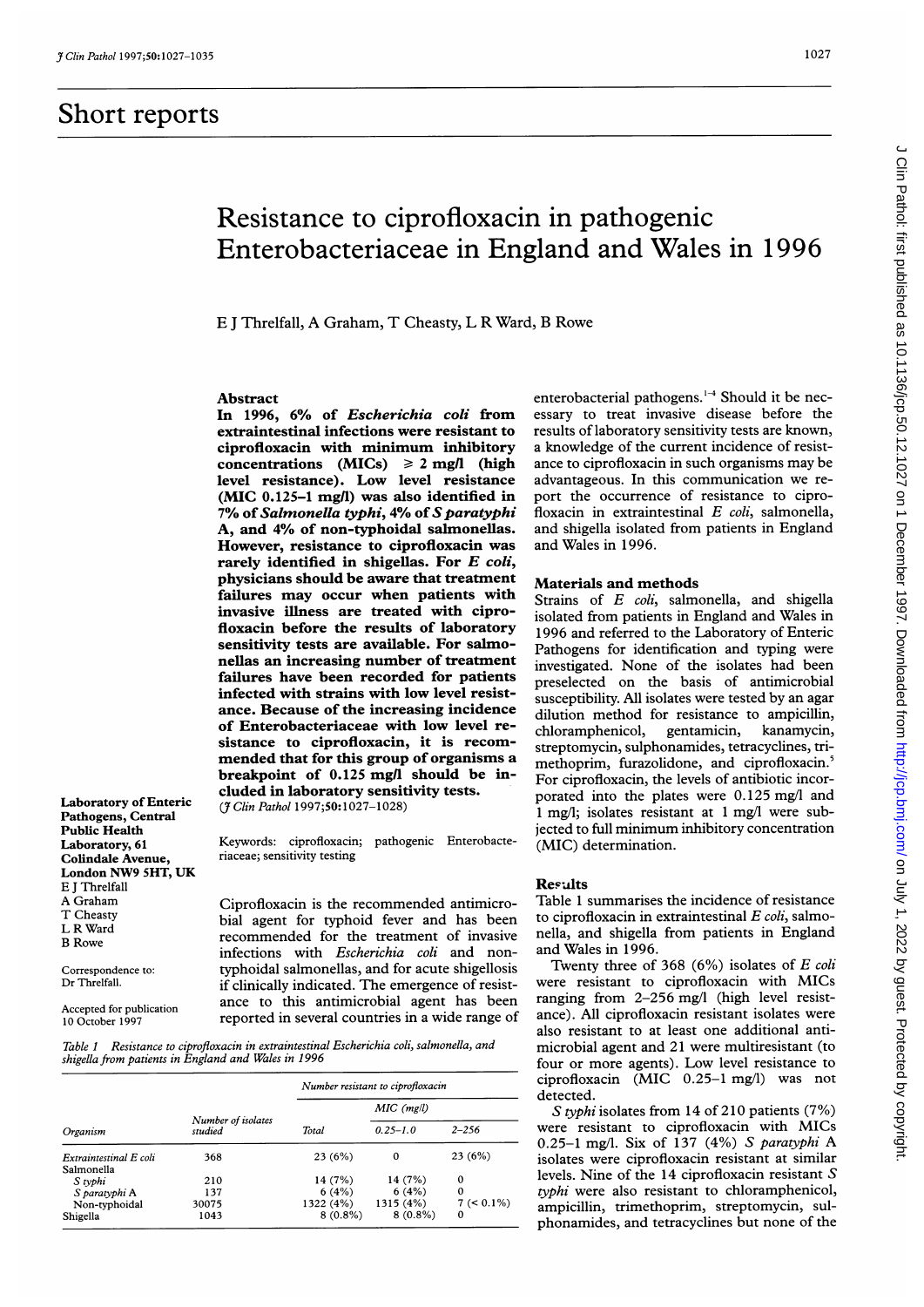# Short reports

# Resistance to ciprofloxacin in pathogenic Enterobacteriaceae in England and Wales in 1996

E J Threlfall, A Graham, T Cheasty, L R Ward, B Rowe

Laboratory of Enteric Pathogens, Central Public Health Laboratory, 61 Colindale Avenue, London NW9 5HT, UK
E J Threlfall
A Graham
T Cheasty
L R Ward
B Rowe

Correspondence to: Dr Threlfall.

Accepted for publication 10 October 1997

## Abstract

**In 1996, 6% of *Escherichia coli* from extraintestinal infections were resistant to ciprofloxacin with minimum inhibitory concentrations (MICs) ≥ 2 mg/l (high level resistance). Low level resistance (MIC 0.125–1 mg/l) was also identified in 7% of *Salmonella typhi*, 4% of *S paratyphi* A, and 4% of non-typhoidal salmonellas. However, resistance to ciprofloxacin was rarely identified in shigellas. For *E coli*, physicians should be aware that treatment failures may occur when patients with invasive illness are treated with ciprofloxacin before the results of laboratory sensitivity tests are available. For salmonellas an increasing number of treatment failures have been recorded for patients infected with strains with low level resistance. Because of the increasing incidence of Enterobacteriaceae with low level resistance to ciprofloxacin, it is recommended that for this group of organisms a breakpoint of 0.125 mg/l should be included in laboratory sensitivity tests.**
(*J Clin Pathol* 1997;50:1027–1028)

Keywords: ciprofloxacin; pathogenic Enterobacteriaceae; sensitivity testing

Ciprofloxacin is the recommended antimicrobial agent for typhoid fever and has been recommended for the treatment of invasive infections with *Escherichia coli* and non-typhoidal salmonellas, and for acute shigellosis if clinically indicated. The emergence of resistance to this antimicrobial agent has been reported in several countries in a wide range of enterobacterial pathogens.[1–4] Should it be necessary to treat invasive disease before the results of laboratory sensitivity tests are known, a knowledge of the current incidence of resistance to ciprofloxacin in such organisms may be advantageous. In this communication we report the occurrence of resistance to ciprofloxacin in extraintestinal *E coli*, salmonella, and shigella isolated from patients in England and Wales in 1996.

*Table 1 Resistance to ciprofloxacin in extraintestinal Escherichia coli, salmonella, and shigella from patients in England and Wales in 1996*

| Organism | Number of isolates studied | Number resistant to ciprofloxacin | | |
|---|---|---|---|---|
| | | Total | MIC (mg/l) | |
| | | | 0.25–1.0 | 2–256 |
| Extraintestinal *E coli* | 368 | 23 (6%) | 0 | 23 (6%) |
| Salmonella | | | | |
| *S typhi* | 210 | 14 (7%) | 14 (7%) | 0 |
| *S paratyphi* A | 137 | 6 (4%) | 6 (4%) | 0 |
| Non-typhoidal | 30075 | 1322 (4%) | 1315 (4%) | 7 (< 0.1%) |
| Shigella | 1043 | 8 (0.8%) | 8 (0.8%) | 0 |

## Materials and methods

Strains of *E coli*, salmonella, and shigella isolated from patients in England and Wales in 1996 and referred to the Laboratory of Enteric Pathogens for identification and typing were investigated. None of the isolates had been preselected on the basis of antimicrobial susceptibility. All isolates were tested by an agar dilution method for resistance to ampicillin, chloramphenicol, gentamicin, kanamycin, streptomycin, sulphonamides, tetracyclines, trimethoprim, furazolidone, and ciprofloxacin.[5] For ciprofloxacin, the levels of antibiotic incorporated into the plates were 0.125 mg/l and 1 mg/l; isolates resistant at 1 mg/l were subjected to full minimum inhibitory concentration (MIC) determination.

## Results

Table 1 summarises the incidence of resistance to ciprofloxacin in extraintestinal *E coli*, salmonella, and shigella from patients in England and Wales in 1996.

Twenty three of 368 (6%) isolates of *E coli* were resistant to ciprofloxacin with MICs ranging from 2–256 mg/l (high level resistance). All ciprofloxacin resistant isolates were also resistant to at least one additional antimicrobial agent and 21 were multiresistant (to four or more agents). Low level resistance to ciprofloxacin (MIC 0.25–1 mg/l) was not detected.

*S typhi* isolates from 14 of 210 patients (7%) were resistant to ciprofloxacin with MICs 0.25–1 mg/l. Six of 137 (4%) *S paratyphi* A isolates were ciprofloxacin resistant at similar levels. Nine of the 14 ciprofloxacin resistant *S typhi* were also resistant to chloramphenicol, ampicillin, trimethoprim, streptomycin, sulphonamides, and tetracyclines but none of the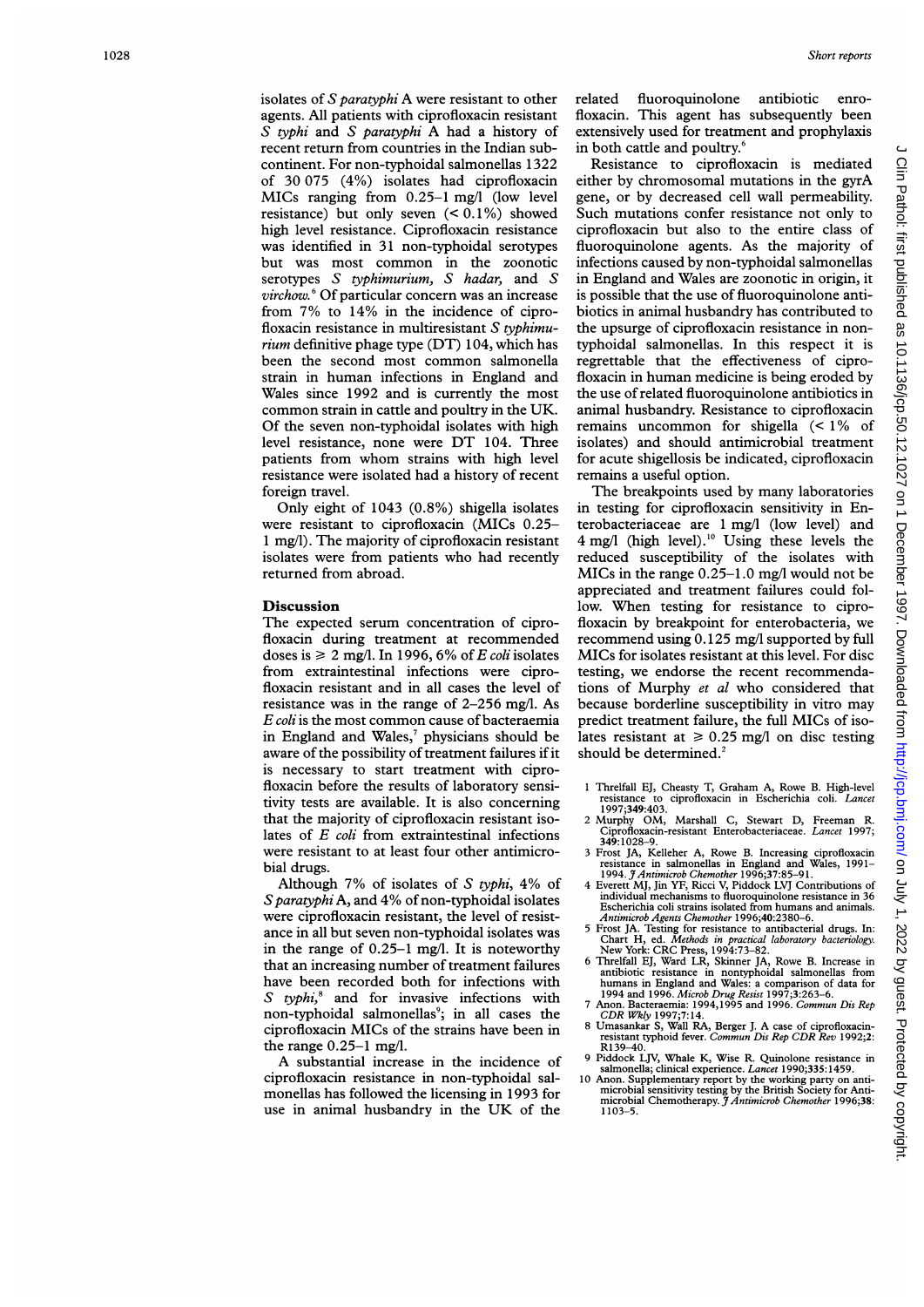isolates of *S paratyphi* A were resistant to other agents. All patients with ciprofloxacin resistant *S typhi* and *S paratyphi* A had a history of recent return from countries in the Indian subcontinent. For non-typhoidal salmonellas 1322 of 30 075 (4%) isolates had ciprofloxacin MICs ranging from 0.25–1 mg/l (low level resistance) but only seven (< 0.1%) showed high level resistance. Ciprofloxacin resistance was identified in 31 non-typhoidal serotypes but was most common in the zoonotic serotypes *S typhimurium, S hadar,* and *S virchow.*[6] Of particular concern was an increase from 7% to 14% in the incidence of ciprofloxacin resistance in multiresistant *S typhimurium* definitive phage type (DT) 104, which has been the second most common salmonella strain in human infections in England and Wales since 1992 and is currently the most common strain in cattle and poultry in the UK. Of the seven non-typhoidal isolates with high level resistance, none were DT 104. Three patients from whom strains with high level resistance were isolated had a history of recent foreign travel.

Only eight of 1043 (0.8%) shigella isolates were resistant to ciprofloxacin (MICs 0.25–1 mg/l). The majority of ciprofloxacin resistant isolates were from patients who had recently returned from abroad.

## Discussion

The expected serum concentration of ciprofloxacin during treatment at recommended doses is ≥ 2 mg/l. In 1996, 6% of *E coli* isolates from extraintestinal infections were ciprofloxacin resistant and in all cases the level of resistance was in the range of 2–256 mg/l. As *E coli* is the most common cause of bacteraemia in England and Wales,[7] physicians should be aware of the possibility of treatment failures if it is necessary to start treatment with ciprofloxacin before the results of laboratory sensitivity tests are available. It is also concerning that the majority of ciprofloxacin resistant isolates of *E coli* from extraintestinal infections were resistant to at least four other antimicrobial drugs.

Although 7% of isolates of *S typhi*, 4% of *S paratyphi* A, and 4% of non-typhoidal isolates were ciprofloxacin resistant, the level of resistance in all but seven non-typhoidal isolates was in the range of 0.25–1 mg/l. It is noteworthy that an increasing number of treatment failures have been recorded both for infections with *S typhi*,[8] and for invasive infections with non-typhoidal salmonellas[9]; in all cases the ciprofloxacin MICs of the strains have been in the range 0.25–1 mg/l.

A substantial increase in the incidence of ciprofloxacin resistance in non-typhoidal salmonellas has followed the licensing in 1993 for use in animal husbandry in the UK of the related fluoroquinolone antibiotic enrofloxacin. This agent has subsequently been extensively used for treatment and prophylaxis in both cattle and poultry.[6]

Resistance to ciprofloxacin is mediated either by chromosomal mutations in the gyrA gene, or by decreased cell wall permeability. Such mutations confer resistance not only to ciprofloxacin but also to the entire class of fluoroquinolone agents. As the majority of infections caused by non-typhoidal salmonellas in England and Wales are zoonotic in origin, it is possible that the use of fluoroquinolone antibiotics in animal husbandry has contributed to the upsurge of ciprofloxacin resistance in non-typhoidal salmonellas. In this respect it is regrettable that the effectiveness of ciprofloxacin in human medicine is being eroded by the use of related fluoroquinolone antibiotics in animal husbandry. Resistance to ciprofloxacin remains uncommon for shigella (< 1% of isolates) and should antimicrobial treatment for acute shigellosis be indicated, ciprofloxacin remains a useful option.

The breakpoints used by many laboratories in testing for ciprofloxacin sensitivity in Enterobacteriaceae are 1 mg/l (low level) and 4 mg/l (high level).[10] Using these levels the reduced susceptibility of the isolates with MICs in the range 0.25–1.0 mg/l would not be appreciated and treatment failures could follow. When testing for resistance to ciprofloxacin by breakpoint for enterobacteria, we recommend using 0.125 mg/l supported by full MICs for isolates resistant at this level. For disc testing, we endorse the recent recommendations of Murphy *et al* who considered that because borderline susceptibility in vitro may predict treatment failure, the full MICs of isolates resistant at ≥ 0.25 mg/l on disc testing should be determined.[2]

1. Threlfall EJ, Cheasty T, Graham A, Rowe B. High-level resistance to ciprofloxacin in Escherichia coli. *Lancet* 1997;**349**:403.
2. Murphy OM, Marshall C, Stewart D, Freeman R. Ciprofloxacin-resistant Enterobacteriaceae. *Lancet* 1997; **349**:1028–9.
3. Frost JA, Kelleher A, Rowe B. Increasing ciprofloxacin resistance in salmonellas in England and Wales, 1991–1994. *J Antimicrob Chemother* 1996;**37**:85–91.
4. Everett MJ, Jin YF, Ricci V, Piddock LVJ Contributions of individual mechanisms to fluoroquinolone resistance in 36 Escherichia coli strains isolated from humans and animals. *Antimicrob Agents Chemother* 1996;**40**:2380–6.
5. Frost JA. Testing for resistance to antibacterial drugs. In: Chart H, ed. *Methods in practical laboratory bacteriology.* New York: CRC Press, 1994:73–82.
6. Threlfall EJ, Ward LR, Skinner JA, Rowe B. Increase in antibiotic resistance in nontyphoidal salmonellas from humans in England and Wales: a comparison of data for 1994 and 1996. *Microb Drug Resist* 1997;**3**:263–6.
7. Anon. Bacteraemia: 1994,1995 and 1996. *Commun Dis Rep CDR Wkly* 1997;**7**:14.
8. Umasankar S, Wall RA, Berger J. A case of ciprofloxacin-resistant typhoid fever. *Commun Dis Rep CDR Rev* 1992;**2**: R139–40.
9. Piddock LJV, Whale K, Wise R. Quinolone resistance in salmonella; clinical experience. *Lancet* 1990;**335**:1459.
10. Anon. Supplementary report by the working party on antimicrobial sensitivity testing by the British Society for Antimicrobial Chemotherapy. *J Antimicrob Chemother* 1996;**38**: 1103–5.